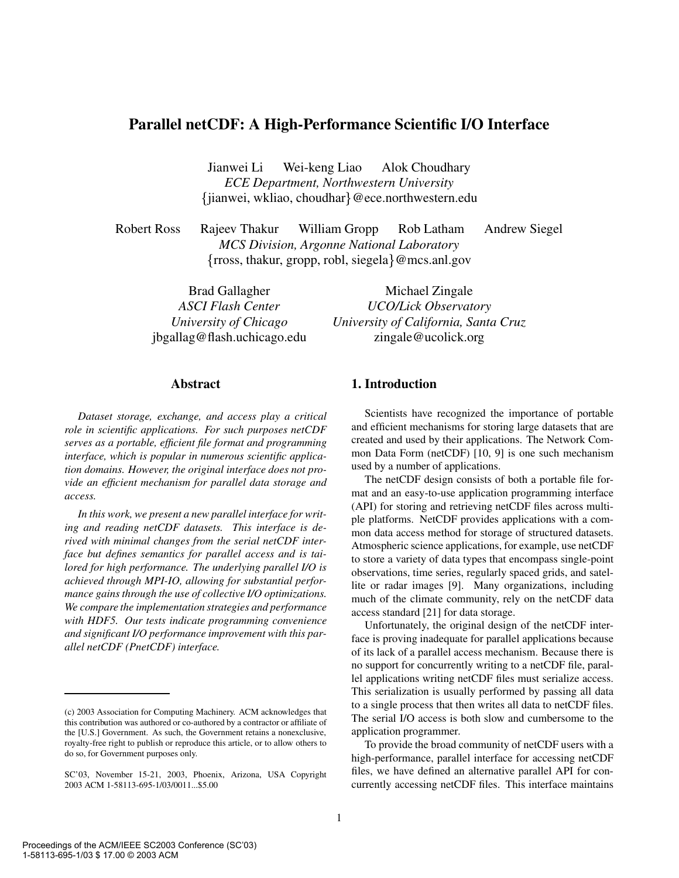# Parallel netCDF: A High-Performance Scientific I/O Interface

Jianwei Li  Wei-keng Liao  Alok Choudhary
*ECE Department, Northwestern University*
{jianwei, wkliao, choudhar}@ece.northwestern.edu

Robert Ross  Rajeev Thakur  William Gropp  Rob Latham  Andrew Siegel
*MCS Division, Argonne National Laboratory*
{rross, thakur, gropp, robl, siegela}@mcs.anl.gov

Brad Gallagher
*ASCI Flash Center*
*University of Chicago*
jbgallag@flash.uchicago.edu

Michael Zingale
*UCO/Lick Observatory*
*University of California, Santa Cruz*
zingale@ucolick.org

## Abstract

*Dataset storage, exchange, and access play a critical role in scientific applications. For such purposes netCDF serves as a portable, efficient file format and programming interface, which is popular in numerous scientific application domains. However, the original interface does not provide an efficient mechanism for parallel data storage and access.*

*In this work, we present a new parallel interface for writing and reading netCDF datasets. This interface is derived with minimal changes from the serial netCDF interface but defines semantics for parallel access and is tailored for high performance. The underlying parallel I/O is achieved through MPI-IO, allowing for substantial performance gains through the use of collective I/O optimizations. We compare the implementation strategies and performance with HDF5. Our tests indicate programming convenience and significant I/O performance improvement with this parallel netCDF (PnetCDF) interface.*

(c) 2003 Association for Computing Machinery. ACM acknowledges that this contribution was authored or co-authored by a contractor or affiliate of the [U.S.] Government. As such, the Government retains a nonexclusive, royalty-free right to publish or reproduce this article, or to allow others to do so, for Government purposes only.

SC'03, November 15-21, 2003, Phoenix, Arizona, USA Copyright 2003 ACM 1-58113-695-1/03/0011...$5.00

## 1. Introduction

Scientists have recognized the importance of portable and efficient mechanisms for storing large datasets that are created and used by their applications. The Network Common Data Form (netCDF) [10, 9] is one such mechanism used by a number of applications.

The netCDF design consists of both a portable file format and an easy-to-use application programming interface (API) for storing and retrieving netCDF files across multiple platforms. NetCDF provides applications with a common data access method for storage of structured datasets. Atmospheric science applications, for example, use netCDF to store a variety of data types that encompass single-point observations, time series, regularly spaced grids, and satellite or radar images [9]. Many organizations, including much of the climate community, rely on the netCDF data access standard [21] for data storage.

Unfortunately, the original design of the netCDF interface is proving inadequate for parallel applications because of its lack of a parallel access mechanism. Because there is no support for concurrently writing to a netCDF file, parallel applications writing netCDF files must serialize access. This serialization is usually performed by passing all data to a single process that then writes all data to netCDF files. The serial I/O access is both slow and cumbersome to the application programmer.

To provide the broad community of netCDF users with a high-performance, parallel interface for accessing netCDF files, we have defined an alternative parallel API for concurrently accessing netCDF files. This interface maintains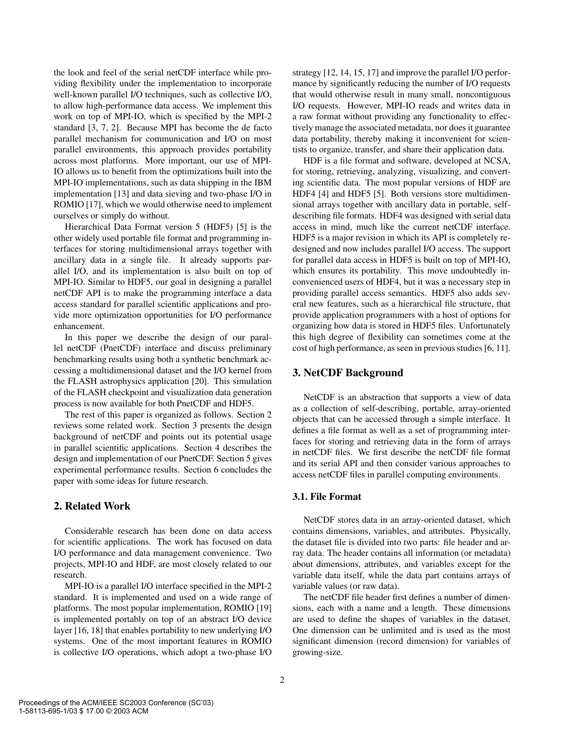the look and feel of the serial netCDF interface while providing flexibility under the implementation to incorporate well-known parallel I/O techniques, such as collective I/O, to allow high-performance data access. We implement this work on top of MPI-IO, which is specified by the MPI-2 standard [3, 7, 2]. Because MPI has become the de facto parallel mechanism for communication and I/O on most parallel environments, this approach provides portability across most platforms. More important, our use of MPI-IO allows us to benefit from the optimizations built into the MPI-IO implementations, such as data shipping in the IBM implementation [13] and data sieving and two-phase I/O in ROMIO [17], which we would otherwise need to implement ourselves or simply do without.

Hierarchical Data Format version 5 (HDF5) [5] is the other widely used portable file format and programming interfaces for storing multidimensional arrays together with ancillary data in a single file. It already supports parallel I/O, and its implementation is also built on top of MPI-IO. Similar to HDF5, our goal in designing a parallel netCDF API is to make the programming interface a data access standard for parallel scientific applications and provide more optimization opportunities for I/O performance enhancement.

In this paper we describe the design of our parallel netCDF (PnetCDF) interface and discuss preliminary benchmarking results using both a synthetic benchmark accessing a multidimensional dataset and the I/O kernel from the FLASH astrophysics application [20]. This simulation of the FLASH checkpoint and visualization data generation process is now available for both PnetCDF and HDF5.

The rest of this paper is organized as follows. Section 2 reviews some related work. Section 3 presents the design background of netCDF and points out its potential usage in parallel scientific applications. Section 4 describes the design and implementation of our PnetCDF. Section 5 gives experimental performance results. Section 6 concludes the paper with some ideas for future research.

## 2. Related Work

Considerable research has been done on data access for scientific applications. The work has focused on data I/O performance and data management convenience. Two projects, MPI-IO and HDF, are most closely related to our research.

MPI-IO is a parallel I/O interface specified in the MPI-2 standard. It is implemented and used on a wide range of platforms. The most popular implementation, ROMIO [19] is implemented portably on top of an abstract I/O device layer [16, 18] that enables portability to new underlying I/O systems. One of the most important features in ROMIO is collective I/O operations, which adopt a two-phase I/O strategy [12, 14, 15, 17] and improve the parallel I/O performance by significantly reducing the number of I/O requests that would otherwise result in many small, noncontiguous I/O requests. However, MPI-IO reads and writes data in a raw format without providing any functionality to effectively manage the associated metadata, nor does it guarantee data portability, thereby making it inconvenient for scientists to organize, transfer, and share their application data.

HDF is a file format and software, developed at NCSA, for storing, retrieving, analyzing, visualizing, and converting scientific data. The most popular versions of HDF are HDF4 [4] and HDF5 [5]. Both versions store multidimensional arrays together with ancillary data in portable, self-describing file formats. HDF4 was designed with serial data access in mind, much like the current netCDF interface. HDF5 is a major revision in which its API is completely redesigned and now includes parallel I/O access. The support for parallel data access in HDF5 is built on top of MPI-IO, which ensures its portability. This move undoubtedly inconvenienced users of HDF4, but it was a necessary step in providing parallel access semantics. HDF5 also adds several new features, such as a hierarchical file structure, that provide application programmers with a host of options for organizing how data is stored in HDF5 files. Unfortunately this high degree of flexibility can sometimes come at the cost of high performance, as seen in previous studies [6, 11].

## 3. NetCDF Background

NetCDF is an abstraction that supports a view of data as a collection of self-describing, portable, array-oriented objects that can be accessed through a simple interface. It defines a file format as well as a set of programming interfaces for storing and retrieving data in the form of arrays in netCDF files. We first describe the netCDF file format and its serial API and then consider various approaches to access netCDF files in parallel computing environments.

### 3.1. File Format

NetCDF stores data in an array-oriented dataset, which contains dimensions, variables, and attributes. Physically, the dataset file is divided into two parts: file header and array data. The header contains all information (or metadata) about dimensions, attributes, and variables except for the variable data itself, while the data part contains arrays of variable values (or raw data).

The netCDF file header first defines a number of dimensions, each with a name and a length. These dimensions are used to define the shapes of variables in the dataset. One dimension can be unlimited and is used as the most significant dimension (record dimension) for variables of growing-size.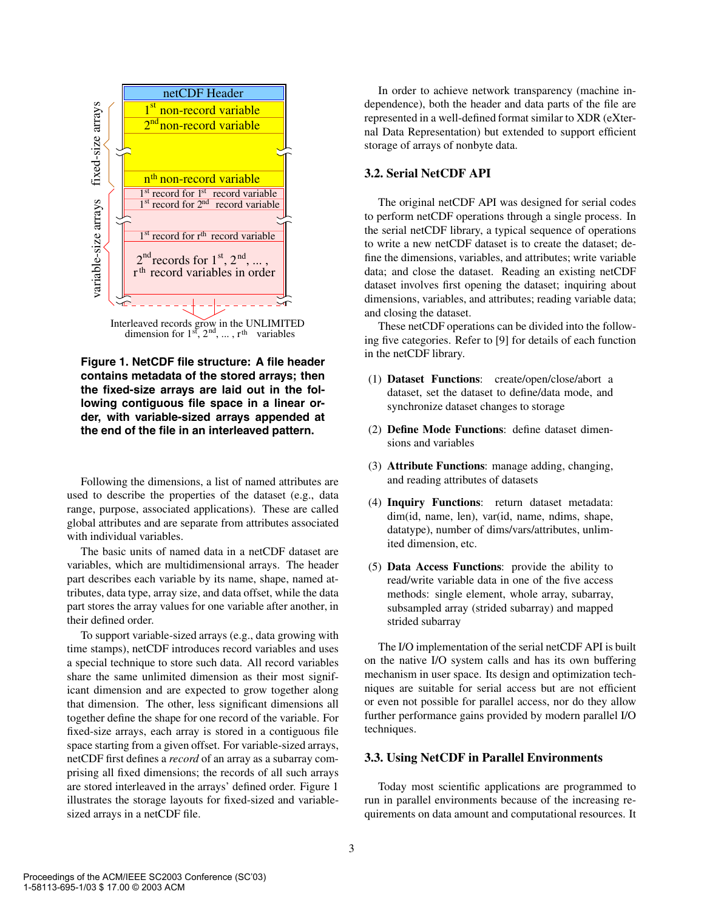**Figure 1. NetCDF file structure: A file header contains metadata of the stored arrays; then the fixed-size arrays are laid out in the following contiguous file space in a linear order, with variable-sized arrays appended at the end of the file in an interleaved pattern.**

Following the dimensions, a list of named attributes are used to describe the properties of the dataset (e.g., data range, purpose, associated applications). These are called global attributes and are separate from attributes associated with individual variables.

The basic units of named data in a netCDF dataset are variables, which are multidimensional arrays. The header part describes each variable by its name, shape, named attributes, data type, array size, and data offset, while the data part stores the array values for one variable after another, in their defined order.

To support variable-sized arrays (e.g., data growing with time stamps), netCDF introduces record variables and uses a special technique to store such data. All record variables share the same unlimited dimension as their most significant dimension and are expected to grow together along that dimension. The other, less significant dimensions all together define the shape for one record of the variable. For fixed-size arrays, each array is stored in a contiguous file space starting from a given offset. For variable-sized arrays, netCDF first defines a *record* of an array as a subarray comprising all fixed dimensions; the records of all such arrays are stored interleaved in the arrays' defined order. Figure 1 illustrates the storage layouts for fixed-sized and variable-sized arrays in a netCDF file.

In order to achieve network transparency (machine independence), both the header and data parts of the file are represented in a well-defined format similar to XDR (eXTernal Data Representation) but extended to support efficient storage of arrays of nonbyte data.

### 3.2. Serial NetCDF API

The original netCDF API was designed for serial codes to perform netCDF operations through a single process. In the serial netCDF library, a typical sequence of operations to write a new netCDF dataset is to create the dataset; define the dimensions, variables, and attributes; write variable data; and close the dataset. Reading an existing netCDF dataset involves first opening the dataset; inquiring about dimensions, variables, and attributes; reading variable data; and closing the dataset.

These netCDF operations can be divided into the following five categories. Refer to [9] for details of each function in the netCDF library.

(1) **Dataset Functions**: create/open/close/abort a dataset, set the dataset to define/data mode, and synchronize dataset changes to storage

(2) **Define Mode Functions**: define dataset dimensions and variables

(3) **Attribute Functions**: manage adding, changing, and reading attributes of datasets

(4) **Inquiry Functions**: return dataset metadata: dim(id, name, len), var(id, name, ndims, shape, datatype), number of dims/vars/attributes, unlimited dimension, etc.

(5) **Data Access Functions**: provide the ability to read/write variable data in one of the five access methods: single element, whole array, subarray, subsampled array (strided subarray) and mapped strided subarray

The I/O implementation of the serial netCDF API is built on the native I/O system calls and has its own buffering mechanism in user space. Its design and optimization techniques are suitable for serial access but are not efficient or even not possible for parallel access, nor do they allow further performance gains provided by modern parallel I/O techniques.

### 3.3. Using NetCDF in Parallel Environments

Today most scientific applications are programmed to run in parallel environments because of the increasing requirements on data amount and computational resources. It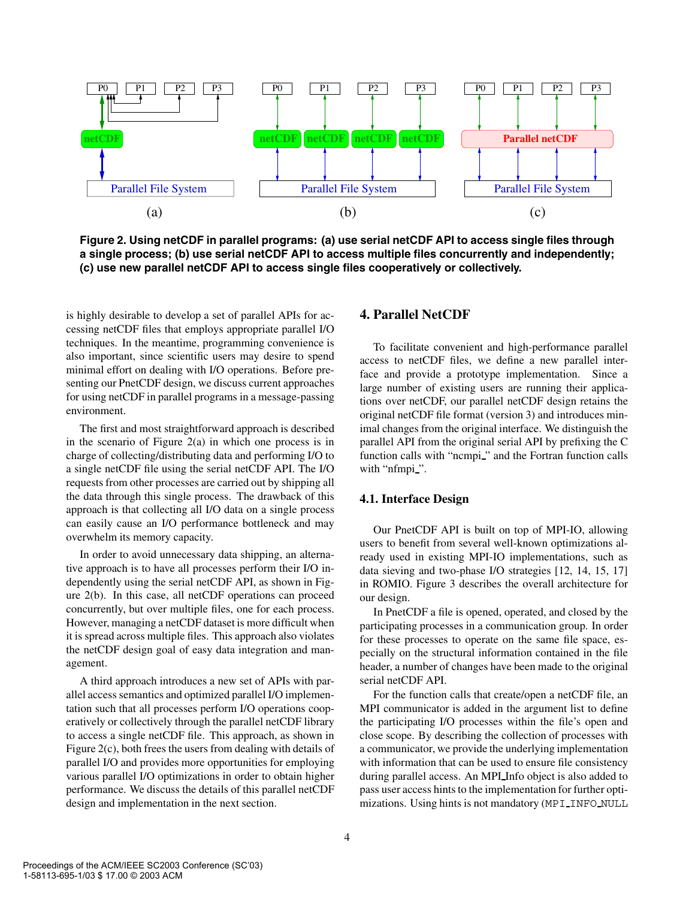**Figure 2. Using netCDF in parallel programs: (a) use serial netCDF API to access single files through a single process; (b) use serial netCDF API to access multiple files concurrently and independently; (c) use new parallel netCDF API to access single files cooperatively or collectively.**

is highly desirable to develop a set of parallel APIs for accessing netCDF files that employs appropriate parallel I/O techniques. In the meantime, programming convenience is also important, since scientific users may desire to spend minimal effort on dealing with I/O operations. Before presenting our PnetCDF design, we discuss current approaches for using netCDF in parallel programs in a message-passing environment.

The first and most straightforward approach is described in the scenario of Figure 2(a) in which one process is in charge of collecting/distributing data and performing I/O to a single netCDF file using the serial netCDF API. The I/O requests from other processes are carried out by shipping all the data through this single process. The drawback of this approach is that collecting all I/O data on a single process can easily cause an I/O performance bottleneck and may overwhelm its memory capacity.

In order to avoid unnecessary data shipping, an alternative approach is to have all processes perform their I/O independently using the serial netCDF API, as shown in Figure 2(b). In this case, all netCDF operations can proceed concurrently, but over multiple files, one for each process. However, managing a netCDF dataset is more difficult when it is spread across multiple files. This approach also violates the netCDF design goal of easy data integration and management.

A third approach introduces a new set of APIs with parallel access semantics and optimized parallel I/O implementation such that all processes perform I/O operations cooperatively or collectively through the parallel netCDF library to access a single netCDF file. This approach, as shown in Figure 2(c), both frees the users from dealing with details of parallel I/O and provides more opportunities for employing various parallel I/O optimizations in order to obtain higher performance. We discuss the details of this parallel netCDF design and implementation in the next section.

# 4. Parallel NetCDF

To facilitate convenient and high-performance parallel access to netCDF files, we define a new parallel interface and provide a prototype implementation. Since a large number of existing users are running their applications over netCDF, our parallel netCDF design retains the original netCDF file format (version 3) and introduces minimal changes from the original interface. We distinguish the parallel API from the original serial API by prefixing the C function calls with "ncmpi_" and the Fortran function calls with "nfmpi_".

## 4.1. Interface Design

Our PnetCDF API is built on top of MPI-IO, allowing users to benefit from several well-known optimizations already used in existing MPI-IO implementations, such as data sieving and two-phase I/O strategies [12, 14, 15, 17] in ROMIO. Figure 3 describes the overall architecture for our design.

In PnetCDF a file is opened, operated, and closed by the participating processes in a communication group. In order for these processes to operate on the same file space, especially on the structural information contained in the file header, a number of changes have been made to the original serial netCDF API.

For the function calls that create/open a netCDF file, an MPI communicator is added in the argument list to define the participating I/O processes within the file's open and close scope. By describing the collection of processes with a communicator, we provide the underlying implementation with information that can be used to ensure file consistency during parallel access. An MPI_Info object is also added to pass user access hints to the implementation for further optimizations. Using hints is not mandatory (`MPI_INFO_NULL`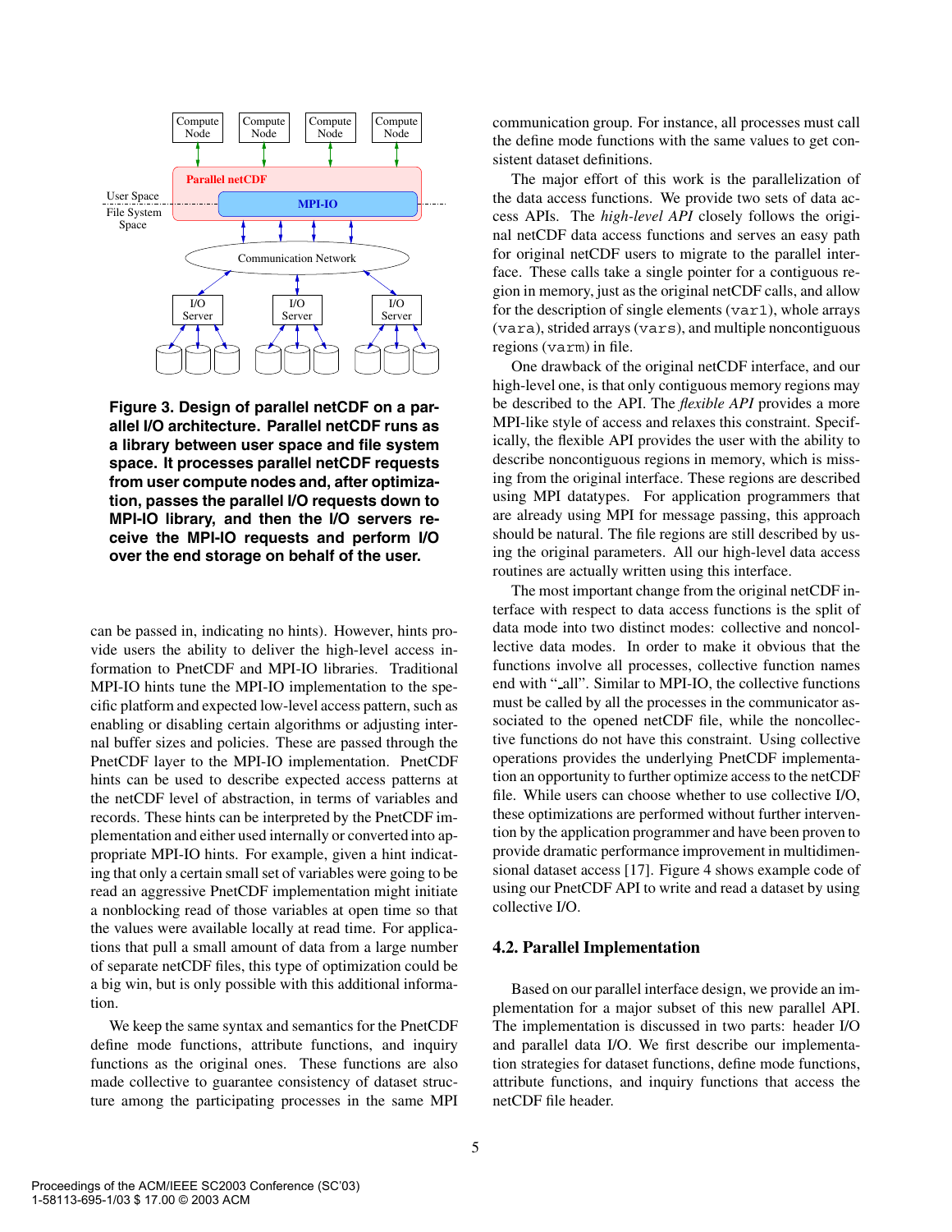Figure 3. Design of parallel netCDF on a parallel I/O architecture. Parallel netCDF runs as a library between user space and file system space. It processes parallel netCDF requests from user compute nodes and, after optimization, passes the parallel I/O requests down to MPI-IO library, and then the I/O servers receive the MPI-IO requests and perform I/O over the end storage on behalf of the user.

can be passed in, indicating no hints). However, hints provide users the ability to deliver the high-level access information to PnetCDF and MPI-IO libraries. Traditional MPI-IO hints tune the MPI-IO implementation to the specific platform and expected low-level access pattern, such as enabling or disabling certain algorithms or adjusting internal buffer sizes and policies. These are passed through the PnetCDF layer to the MPI-IO implementation. PnetCDF hints can be used to describe expected access patterns at the netCDF level of abstraction, in terms of variables and records. These hints can be interpreted by the PnetCDF implementation and either used internally or converted into appropriate MPI-IO hints. For example, given a hint indicating that only a certain small set of variables were going to be read an aggressive PnetCDF implementation might initiate a nonblocking read of those variables at open time so that the values were available locally at read time. For applications that pull a small amount of data from a large number of separate netCDF files, this type of optimization could be a big win, but is only possible with this additional information.

We keep the same syntax and semantics for the PnetCDF define mode functions, attribute functions, and inquiry functions as the original ones. These functions are also made collective to guarantee consistency of dataset structure among the participating processes in the same MPI communication group. For instance, all processes must call the define mode functions with the same values to get consistent dataset definitions.

The major effort of this work is the parallelization of the data access functions. We provide two sets of data access APIs. The *high-level API* closely follows the original netCDF data access functions and serves an easy path for original netCDF users to migrate to the parallel interface. These calls take a single pointer for a contiguous region in memory, just as the original netCDF calls, and allow for the description of single elements (`var1`), whole arrays (`vara`), strided arrays (`vars`), and multiple noncontiguous regions (`varm`) in file.

One drawback of the original netCDF interface, and our high-level one, is that only contiguous memory regions may be described to the API. The *flexible API* provides a more MPI-like style of access and relaxes this constraint. Specifically, the flexible API provides the user with the ability to describe noncontiguous regions in memory, which is missing from the original interface. These regions are described using MPI datatypes. For application programmers that are already using MPI for message passing, this approach should be natural. The file regions are still described by using the original parameters. All our high-level data access routines are actually written using this interface.

The most important change from the original netCDF interface with respect to data access functions is the split of data mode into two distinct modes: collective and noncollective data modes. In order to make it obvious that the functions involve all processes, collective function names end with "_all". Similar to MPI-IO, the collective functions must be called by all the processes in the communicator associated to the opened netCDF file, while the noncollective functions do not have this constraint. Using collective operations provides the underlying PnetCDF implementation an opportunity to further optimize access to the netCDF file. While users can choose whether to use collective I/O, these optimizations are performed without further intervention by the application programmer and have been proven to provide dramatic performance improvement in multidimensional dataset access [17]. Figure 4 shows example code of using our PnetCDF API to write and read a dataset by using collective I/O.

### 4.2. Parallel Implementation

Based on our parallel interface design, we provide an implementation for a major subset of this new parallel API. The implementation is discussed in two parts: header I/O and parallel data I/O. We first describe our implementation strategies for dataset functions, define mode functions, attribute functions, and inquiry functions that access the netCDF file header.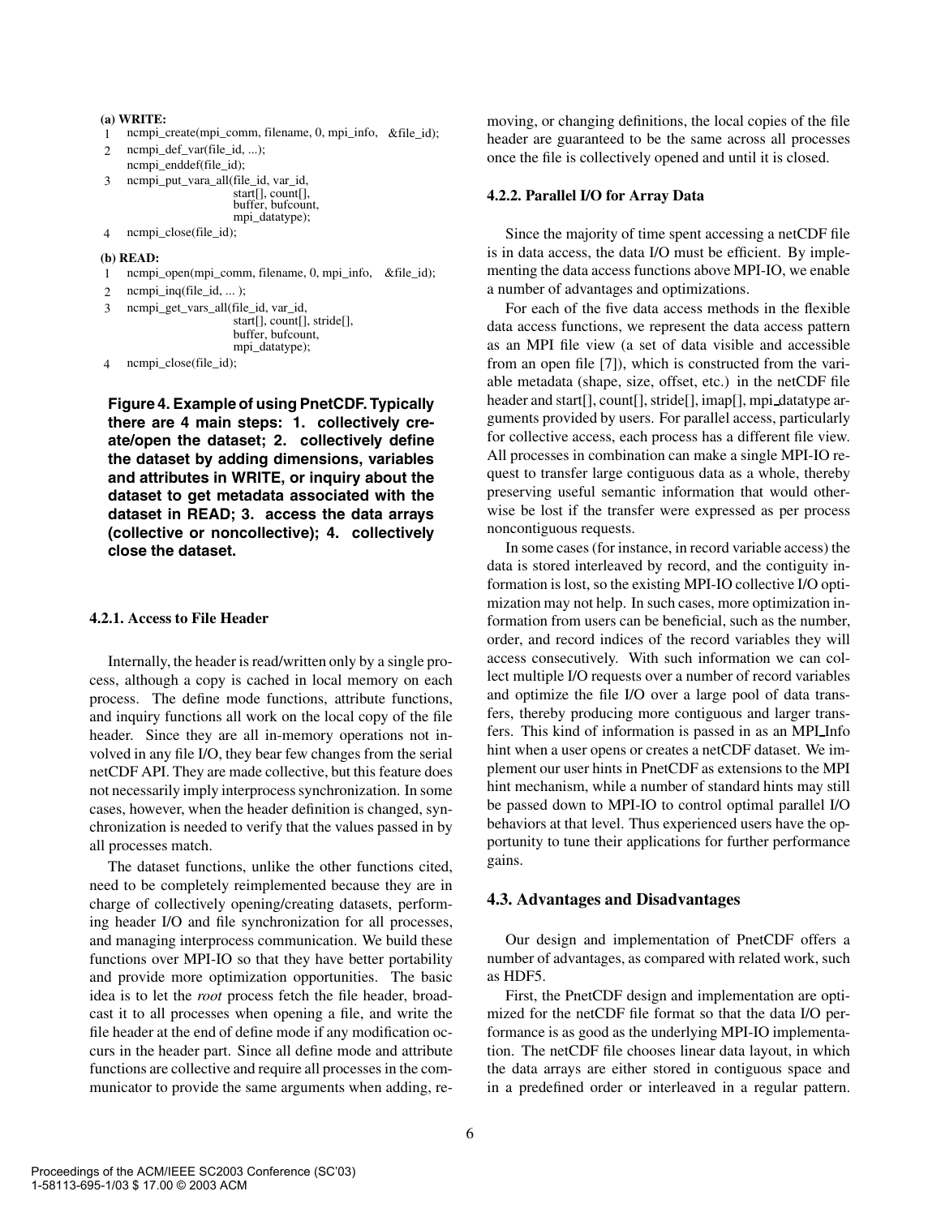**(a) WRITE:**

```
1  ncmpi_create(mpi_comm, filename, 0, mpi_info,   &file_id);
2  ncmpi_def_var(file_id, ...);
   ncmpi_enddef(file_id);
3  ncmpi_put_vara_all(file_id, var_id,
                      start[], count[],
                      buffer, bufcount,
                      mpi_datatype);
4  ncmpi_close(file_id);
```

**(b) READ:**

```
1  ncmpi_open(mpi_comm, filename, 0, mpi_info,   &file_id);
2  ncmpi_inq(file_id, ... );
3  ncmpi_get_vars_all(file_id, var_id,
                      start[], count[], stride[],
                      buffer, bufcount,
                      mpi_datatype);
4  ncmpi_close(file_id);
```

**Figure 4. Example of using PnetCDF. Typically there are 4 main steps: 1. collectively create/open the dataset; 2. collectively define the dataset by adding dimensions, variables and attributes in WRITE, or inquiry about the dataset to get metadata associated with the dataset in READ; 3. access the data arrays (collective or noncollective); 4. collectively close the dataset.**

#### 4.2.1. Access to File Header

Internally, the header is read/written only by a single process, although a copy is cached in local memory on each process. The define mode functions, attribute functions, and inquiry functions all work on the local copy of the file header. Since they are all in-memory operations not involved in any file I/O, they bear few changes from the serial netCDF API. They are made collective, but this feature does not necessarily imply interprocess synchronization. In some cases, however, when the header definition is changed, synchronization is needed to verify that the values passed in by all processes match.

The dataset functions, unlike the other functions cited, need to be completely reimplemented because they are in charge of collectively opening/creating datasets, performing header I/O and file synchronization for all processes, and managing interprocess communication. We build these functions over MPI-IO so that they have better portability and provide more optimization opportunities. The basic idea is to let the *root* process fetch the file header, broadcast it to all processes when opening a file, and write the file header at the end of define mode if any modification occurs in the header part. Since all define mode and attribute functions are collective and require all processes in the communicator to provide the same arguments when adding, removing, or changing definitions, the local copies of the file header are guaranteed to be the same across all processes once the file is collectively opened and until it is closed.

#### 4.2.2. Parallel I/O for Array Data

Since the majority of time spent accessing a netCDF file is in data access, the data I/O must be efficient. By implementing the data access functions above MPI-IO, we enable a number of advantages and optimizations.

For each of the five data access methods in the flexible data access functions, we represent the data access pattern as an MPI file view (a set of data visible and accessible from an open file [7]), which is constructed from the variable metadata (shape, size, offset, etc.) in the netCDF file header and start[], count[], stride[], imap[], mpi_datatype arguments provided by users. For parallel access, particularly for collective access, each process has a different file view. All processes in combination can make a single MPI-IO request to transfer large contiguous data as a whole, thereby preserving useful semantic information that would otherwise be lost if the transfer were expressed as per process noncontiguous requests.

In some cases (for instance, in record variable access) the data is stored interleaved by record, and the contiguity information is lost, so the existing MPI-IO collective I/O optimization may not help. In such cases, more optimization information from users can be beneficial, such as the number, order, and record indices of the record variables they will access consecutively. With such information we can collect multiple I/O requests over a number of record variables and optimize the file I/O over a large pool of data transfers, thereby producing more contiguous and larger transfers. This kind of information is passed in as an MPI_Info hint when a user opens or creates a netCDF dataset. We implement our user hints in PnetCDF as extensions to the MPI hint mechanism, while a number of standard hints may still be passed down to MPI-IO to control optimal parallel I/O behaviors at that level. Thus experienced users have the opportunity to tune their applications for further performance gains.

### 4.3. Advantages and Disadvantages

Our design and implementation of PnetCDF offers a number of advantages, as compared with related work, such as HDF5.

First, the PnetCDF design and implementation are optimized for the netCDF file format so that the data I/O performance is as good as the underlying MPI-IO implementation. The netCDF file chooses linear data layout, in which the data arrays are either stored in contiguous space and in a predefined order or interleaved in a regular pattern.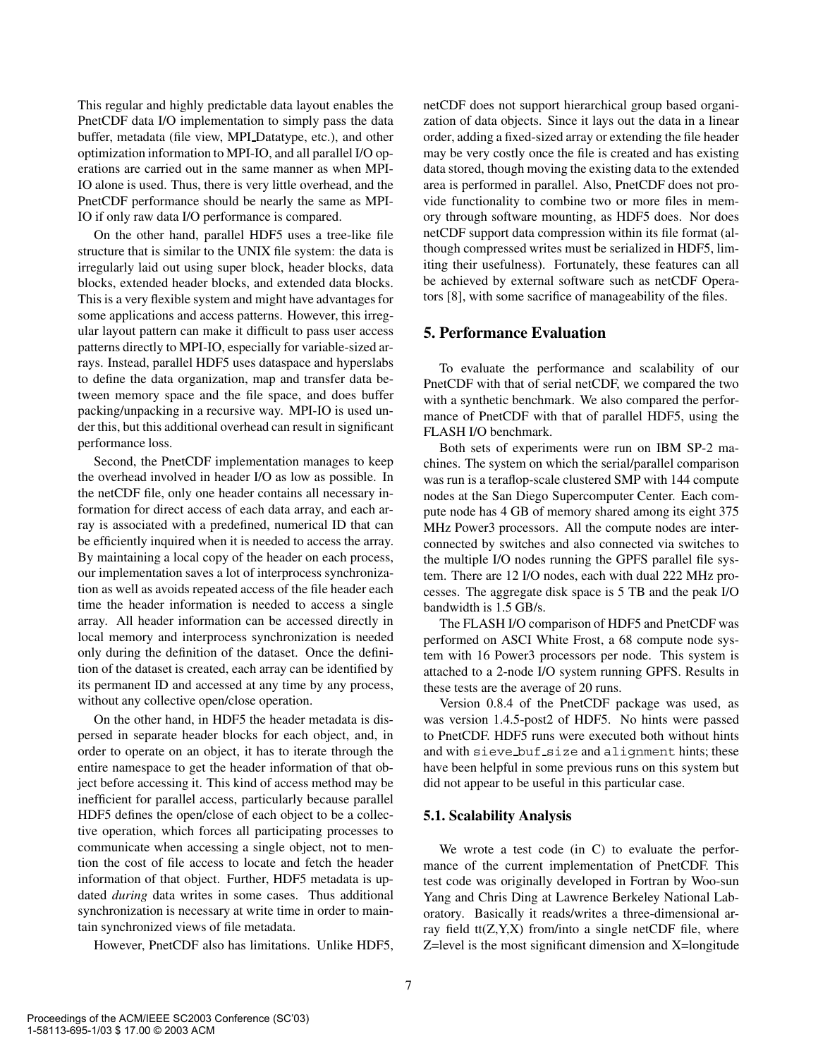This regular and highly predictable data layout enables the PnetCDF data I/O implementation to simply pass the data buffer, metadata (file view, MPI_Datatype, etc.), and other optimization information to MPI-IO, and all parallel I/O operations are carried out in the same manner as when MPI-IO alone is used. Thus, there is very little overhead, and the PnetCDF performance should be nearly the same as MPI-IO if only raw data I/O performance is compared.

On the other hand, parallel HDF5 uses a tree-like file structure that is similar to the UNIX file system: the data is irregularly laid out using super block, header blocks, data blocks, extended header blocks, and extended data blocks. This is a very flexible system and might have advantages for some applications and access patterns. However, this irregular layout pattern can make it difficult to pass user access patterns directly to MPI-IO, especially for variable-sized arrays. Instead, parallel HDF5 uses dataspace and hyperslabs to define the data organization, map and transfer data between memory space and the file space, and does buffer packing/unpacking in a recursive way. MPI-IO is used under this, but this additional overhead can result in significant performance loss.

Second, the PnetCDF implementation manages to keep the overhead involved in header I/O as low as possible. In the netCDF file, only one header contains all necessary information for direct access of each data array, and each array is associated with a predefined, numerical ID that can be efficiently inquired when it is needed to access the array. By maintaining a local copy of the header on each process, our implementation saves a lot of interprocess synchronization as well as avoids repeated access of the file header each time the header information is needed to access a single array. All header information can be accessed directly in local memory and interprocess synchronization is needed only during the definition of the dataset. Once the definition of the dataset is created, each array can be identified by its permanent ID and accessed at any time by any process, without any collective open/close operation.

On the other hand, in HDF5 the header metadata is dispersed in separate header blocks for each object, and, in order to operate on an object, it has to iterate through the entire namespace to get the header information of that object before accessing it. This kind of access method may be inefficient for parallel access, particularly because parallel HDF5 defines the open/close of each object to be a collective operation, which forces all participating processes to communicate when accessing a single object, not to mention the cost of file access to locate and fetch the header information of that object. Further, HDF5 metadata is updated *during* data writes in some cases. Thus additional synchronization is necessary at write time in order to maintain synchronized views of file metadata.

However, PnetCDF also has limitations. Unlike HDF5, netCDF does not support hierarchical group based organization of data objects. Since it lays out the data in a linear order, adding a fixed-sized array or extending the file header may be very costly once the file is created and has existing data stored, though moving the existing data to the extended area is performed in parallel. Also, PnetCDF does not provide functionality to combine two or more files in memory through software mounting, as HDF5 does. Nor does netCDF support data compression within its file format (although compressed writes must be serialized in HDF5, limiting their usefulness). Fortunately, these features can all be achieved by external software such as netCDF Operators [8], with some sacrifice of manageability of the files.

## 5. Performance Evaluation

To evaluate the performance and scalability of our PnetCDF with that of serial netCDF, we compared the two with a synthetic benchmark. We also compared the performance of PnetCDF with that of parallel HDF5, using the FLASH I/O benchmark.

Both sets of experiments were run on IBM SP-2 machines. The system on which the serial/parallel comparison was run is a teraflop-scale clustered SMP with 144 compute nodes at the San Diego Supercomputer Center. Each compute node has 4 GB of memory shared among its eight 375 MHz Power3 processors. All the compute nodes are interconnected by switches and also connected via switches to the multiple I/O nodes running the GPFS parallel file system. There are 12 I/O nodes, each with dual 222 MHz processes. The aggregate disk space is 5 TB and the peak I/O bandwidth is 1.5 GB/s.

The FLASH I/O comparison of HDF5 and PnetCDF was performed on ASCI White Frost, a 68 compute node system with 16 Power3 processors per node. This system is attached to a 2-node I/O system running GPFS. Results in these tests are the average of 20 runs.

Version 0.8.4 of the PnetCDF package was used, as was version 1.4.5-post2 of HDF5. No hints were passed to PnetCDF. HDF5 runs were executed both without hints and with `sieve_buf_size` and `alignment` hints; these have been helpful in some previous runs on this system but did not appear to be useful in this particular case.

### 5.1. Scalability Analysis

We wrote a test code (in C) to evaluate the performance of the current implementation of PnetCDF. This test code was originally developed in Fortran by Woo-sun Yang and Chris Ding at Lawrence Berkeley National Laboratory. Basically it reads/writes a three-dimensional array field tt(Z,Y,X) from/into a single netCDF file, where Z=level is the most significant dimension and X=longitude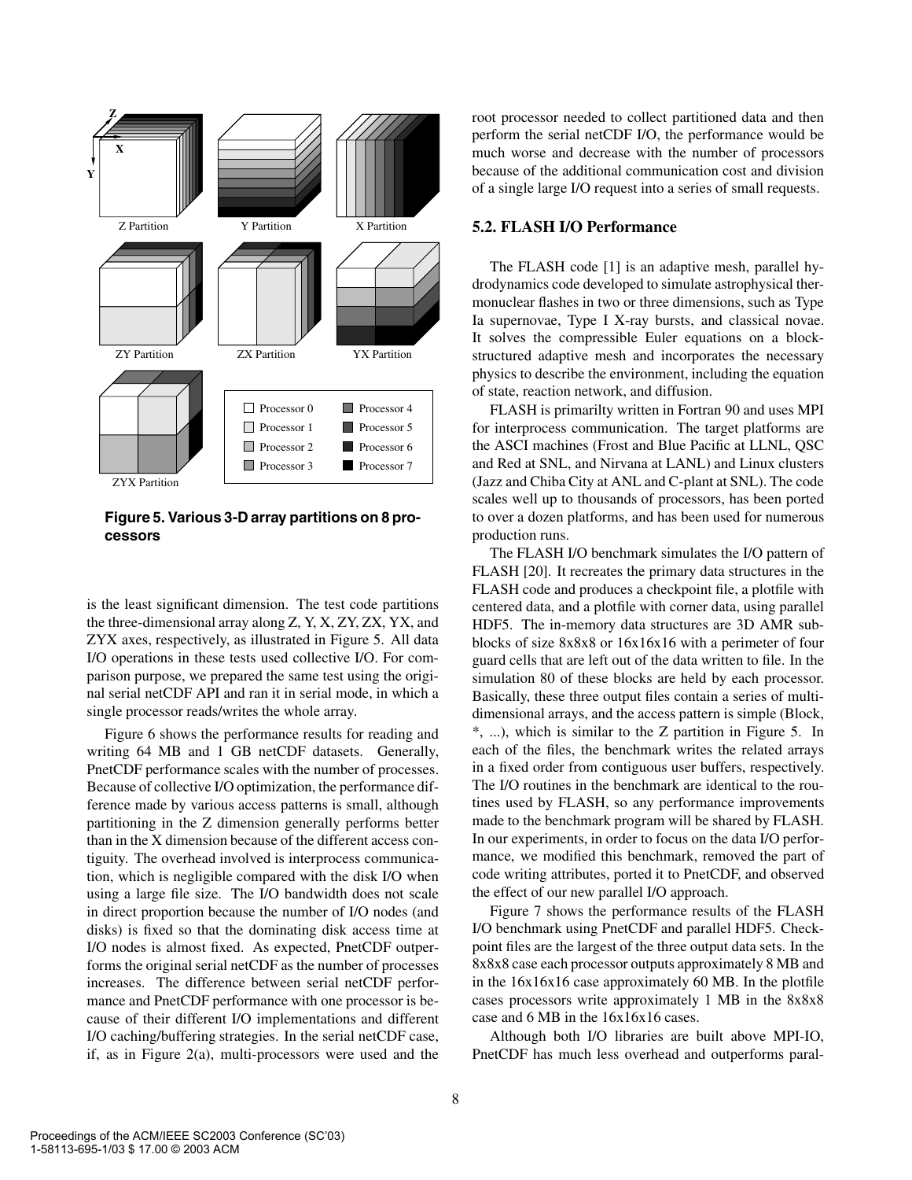Figure 5. Various 3-D array partitions on 8 processors

is the least significant dimension. The test code partitions the three-dimensional array along Z, Y, X, ZY, ZX, YX, and ZYX axes, respectively, as illustrated in Figure 5. All data I/O operations in these tests used collective I/O. For comparison purpose, we prepared the same test using the original serial netCDF API and ran it in serial mode, in which a single processor reads/writes the whole array.

Figure 6 shows the performance results for reading and writing 64 MB and 1 GB netCDF datasets. Generally, PnetCDF performance scales with the number of processes. Because of collective I/O optimization, the performance difference made by various access patterns is small, although partitioning in the Z dimension generally performs better than in the X dimension because of the different access contiguity. The overhead involved is interprocess communication, which is negligible compared with the disk I/O when using a large file size. The I/O bandwidth does not scale in direct proportion because the number of I/O nodes (and disks) is fixed so that the dominating disk access time at I/O nodes is almost fixed. As expected, PnetCDF outperforms the original serial netCDF as the number of processes increases. The difference between serial netCDF performance and PnetCDF performance with one processor is because of their different I/O implementations and different I/O caching/buffering strategies. In the serial netCDF case, if, as in Figure 2(a), multi-processors were used and the root processor needed to collect partitioned data and then perform the serial netCDF I/O, the performance would be much worse and decrease with the number of processors because of the additional communication cost and division of a single large I/O request into a series of small requests.

## 5.2. FLASH I/O Performance

The FLASH code [1] is an adaptive mesh, parallel hydrodynamics code developed to simulate astrophysical thermonuclear flashes in two or three dimensions, such as Type Ia supernovae, Type I X-ray bursts, and classical novae. It solves the compressible Euler equations on a block-structured adaptive mesh and incorporates the necessary physics to describe the environment, including the equation of state, reaction network, and diffusion.

FLASH is primarilty written in Fortran 90 and uses MPI for interprocess communication. The target platforms are the ASCI machines (Frost and Blue Pacific at LLNL, QSC and Red at SNL, and Nirvana at LANL) and Linux clusters (Jazz and Chiba City at ANL and C-plant at SNL). The code scales well up to thousands of processors, has been ported to over a dozen platforms, and has been used for numerous production runs.

The FLASH I/O benchmark simulates the I/O pattern of FLASH [20]. It recreates the primary data structures in the FLASH code and produces a checkpoint file, a plotfile with centered data, and a plotfile with corner data, using parallel HDF5. The in-memory data structures are 3D AMR sub-blocks of size 8x8x8 or 16x16x16 with a perimeter of four guard cells that are left out of the data written to file. In the simulation 80 of these blocks are held by each processor. Basically, these three output files contain a series of multi-dimensional arrays, and the access pattern is simple (Block, *, ...), which is similar to the Z partition in Figure 5. In each of the files, the benchmark writes the related arrays in a fixed order from contiguous user buffers, respectively. The I/O routines in the benchmark are identical to the routines used by FLASH, so any performance improvements made to the benchmark program will be shared by FLASH. In our experiments, in order to focus on the data I/O performance, we modified this benchmark, removed the part of code writing attributes, ported it to PnetCDF, and observed the effect of our new parallel I/O approach.

Figure 7 shows the performance results of the FLASH I/O benchmark using PnetCDF and parallel HDF5. Checkpoint files are the largest of the three output data sets. In the 8x8x8 case each processor outputs approximately 8 MB and in the 16x16x16 case approximately 60 MB. In the plotfile cases processors write approximately 1 MB in the 8x8x8 case and 6 MB in the 16x16x16 cases.

Although both I/O libraries are built above MPI-IO, PnetCDF has much less overhead and outperforms paral-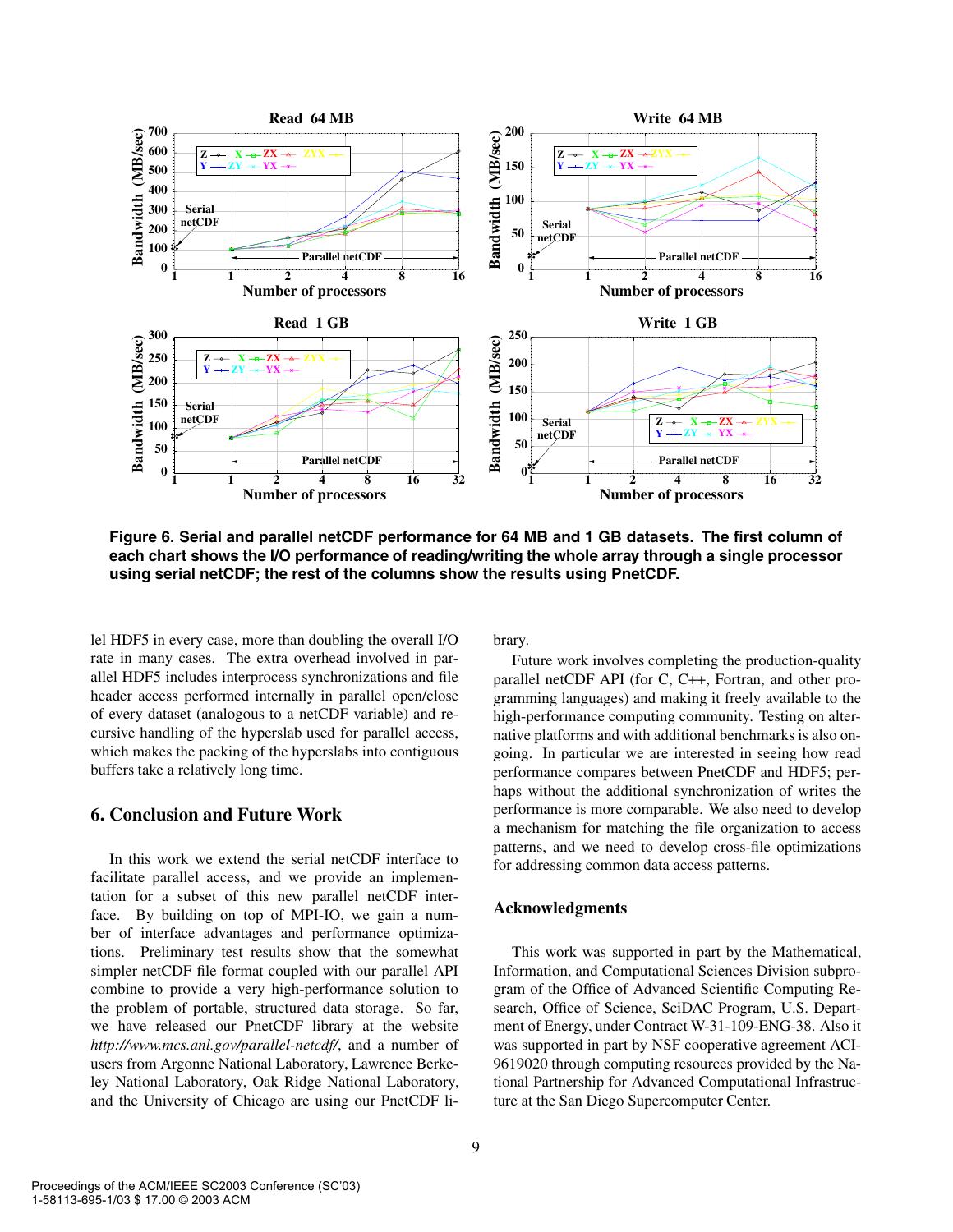Figure 6. Serial and parallel netCDF performance for 64 MB and 1 GB datasets. The first column of each chart shows the I/O performance of reading/writing the whole array through a single processor using serial netCDF; the rest of the columns show the results using PnetCDF.

lel HDF5 in every case, more than doubling the overall I/O rate in many cases. The extra overhead involved in parallel HDF5 includes interprocess synchronizations and file header access performed internally in parallel open/close of every dataset (analogous to a netCDF variable) and recursive handling of the hyperslab used for parallel access, which makes the packing of the hyperslabs into contiguous buffers take a relatively long time.

## 6. Conclusion and Future Work

In this work we extend the serial netCDF interface to facilitate parallel access, and we provide an implementation for a subset of this new parallel netCDF interface. By building on top of MPI-IO, we gain a number of interface advantages and performance optimizations. Preliminary test results show that the somewhat simpler netCDF file format coupled with our parallel API combine to provide a very high-performance solution to the problem of portable, structured data storage. So far, we have released our PnetCDF library at the website *http://www.mcs.anl.gov/parallel-netcdf/*, and a number of users from Argonne National Laboratory, Lawrence Berkeley National Laboratory, Oak Ridge National Laboratory, and the University of Chicago are using our PnetCDF library.

Future work involves completing the production-quality parallel netCDF API (for C, C++, Fortran, and other programming languages) and making it freely available to the high-performance computing community. Testing on alternative platforms and with additional benchmarks is also ongoing. In particular we are interested in seeing how read performance compares between PnetCDF and HDF5; perhaps without the additional synchronization of writes the performance is more comparable. We also need to develop a mechanism for matching the file organization to access patterns, and we need to develop cross-file optimizations for addressing common data access patterns.

## Acknowledgments

This work was supported in part by the Mathematical, Information, and Computational Sciences Division subprogram of the Office of Advanced Scientific Computing Research, Office of Science, SciDAC Program, U.S. Department of Energy, under Contract W-31-109-ENG-38. Also it was supported in part by NSF cooperative agreement ACI-9619020 through computing resources provided by the National Partnership for Advanced Computational Infrastructure at the San Diego Supercomputer Center.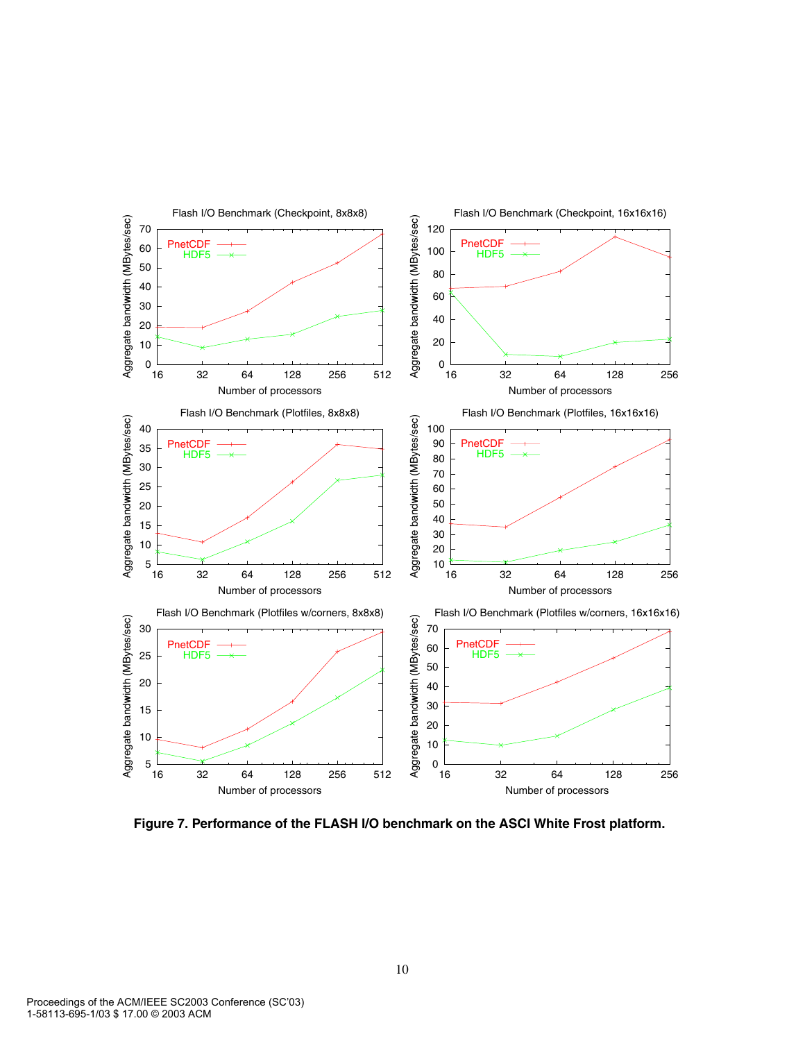Figure 7. Performance of the FLASH I/O benchmark on the ASCI White Frost platform.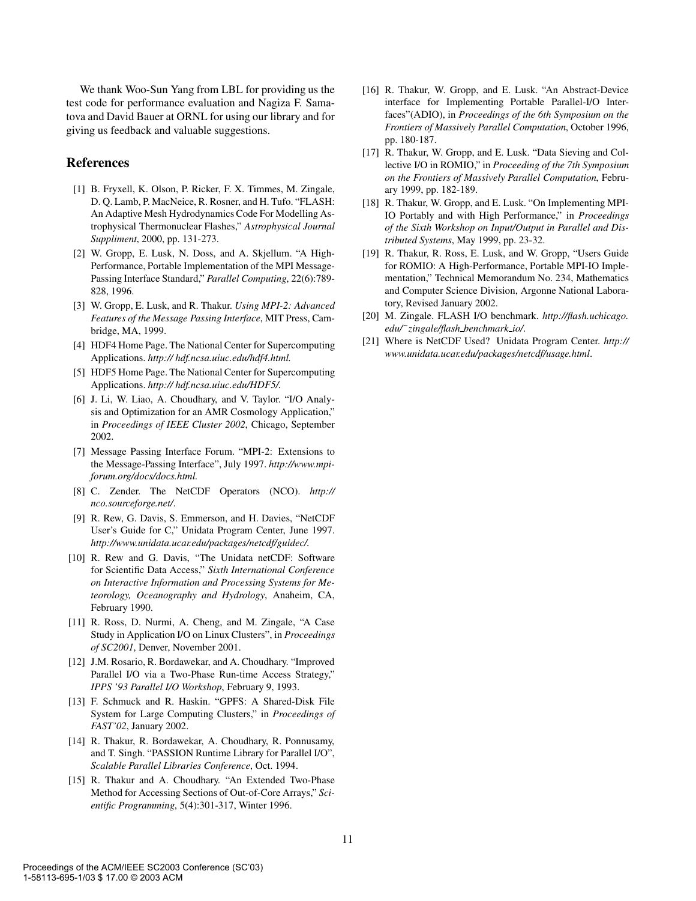We thank Woo-Sun Yang from LBL for providing us the test code for performance evaluation and Nagiza F. Samatova and David Bauer at ORNL for using our library and for giving us feedback and valuable suggestions.

## References

[1] B. Fryxell, K. Olson, P. Ricker, F. X. Timmes, M. Zingale, D. Q. Lamb, P. MacNeice, R. Rosner, and H. Tufo. "FLASH: An Adaptive Mesh Hydrodynamics Code For Modelling Astrophysical Thermonuclear Flashes," *Astrophysical Journal Suppliment*, 2000, pp. 131-273.

[2] W. Gropp, E. Lusk, N. Doss, and A. Skjellum. "A High-Performance, Portable Implementation of the MPI Message-Passing Interface Standard," *Parallel Computing*, 22(6):789-828, 1996.

[3] W. Gropp, E. Lusk, and R. Thakur. *Using MPI-2: Advanced Features of the Message Passing Interface*, MIT Press, Cambridge, MA, 1999.

[4] HDF4 Home Page. The National Center for Supercomputing Applications. *http:// hdf.ncsa.uiuc.edu/hdf4.html.*

[5] HDF5 Home Page. The National Center for Supercomputing Applications. *http:// hdf.ncsa.uiuc.edu/HDF5/.*

[6] J. Li, W. Liao, A. Choudhary, and V. Taylor. "I/O Analysis and Optimization for an AMR Cosmology Application," in *Proceedings of IEEE Cluster 2002*, Chicago, September 2002.

[7] Message Passing Interface Forum. "MPI-2: Extensions to the Message-Passing Interface", July 1997. *http://www.mpi-forum.org/docs/docs.html.*

[8] C. Zender. The NetCDF Operators (NCO). *http:// nco.sourceforge.net/*.

[9] R. Rew, G. Davis, S. Emmerson, and H. Davies, "NetCDF User's Guide for C," Unidata Program Center, June 1997. *http://www.unidata.ucar.edu/packages/netcdf/guidec/*.

[10] R. Rew and G. Davis, "The Unidata netCDF: Software for Scientific Data Access," *Sixth International Conference on Interactive Information and Processing Systems for Meteorology, Oceanography and Hydrology*, Anaheim, CA, February 1990.

[11] R. Ross, D. Nurmi, A. Cheng, and M. Zingale, "A Case Study in Application I/O on Linux Clusters", in *Proceedings of SC2001*, Denver, November 2001.

[12] J.M. Rosario, R. Bordawekar, and A. Choudhary. "Improved Parallel I/O via a Two-Phase Run-time Access Strategy," *IPPS '93 Parallel I/O Workshop*, February 9, 1993.

[13] F. Schmuck and R. Haskin. "GPFS: A Shared-Disk File System for Large Computing Clusters," in *Proceedings of FAST'02*, January 2002.

[14] R. Thakur, R. Bordawekar, A. Choudhary, R. Ponnusamy, and T. Singh. "PASSION Runtime Library for Parallel I/O", *Scalable Parallel Libraries Conference*, Oct. 1994.

[15] R. Thakur and A. Choudhary. "An Extended Two-Phase Method for Accessing Sections of Out-of-Core Arrays," *Scientific Programming*, 5(4):301-317, Winter 1996.

[16] R. Thakur, W. Gropp, and E. Lusk. "An Abstract-Device interface for Implementing Portable Parallel-I/O Interfaces"(ADIO), in *Proceedings of the 6th Symposium on the Frontiers of Massively Parallel Computation*, October 1996, pp. 180-187.

[17] R. Thakur, W. Gropp, and E. Lusk. "Data Sieving and Collective I/O in ROMIO," in *Proceeding of the 7th Symposium on the Frontiers of Massively Parallel Computation*, February 1999, pp. 182-189.

[18] R. Thakur, W. Gropp, and E. Lusk. "On Implementing MPI-IO Portably and with High Performance," in *Proceedings of the Sixth Workshop on Input/Output in Parallel and Distributed Systems*, May 1999, pp. 23-32.

[19] R. Thakur, R. Ross, E. Lusk, and W. Gropp, "Users Guide for ROMIO: A High-Performance, Portable MPI-IO Implementation," Technical Memorandum No. 234, Mathematics and Computer Science Division, Argonne National Laboratory, Revised January 2002.

[20] M. Zingale. FLASH I/O benchmark. *http://flash.uchicago.edu/~zingale/flash_benchmark_io/*.

[21] Where is NetCDF Used? Unidata Program Center. *http://www.unidata.ucar.edu/packages/netcdf/usage.html*.